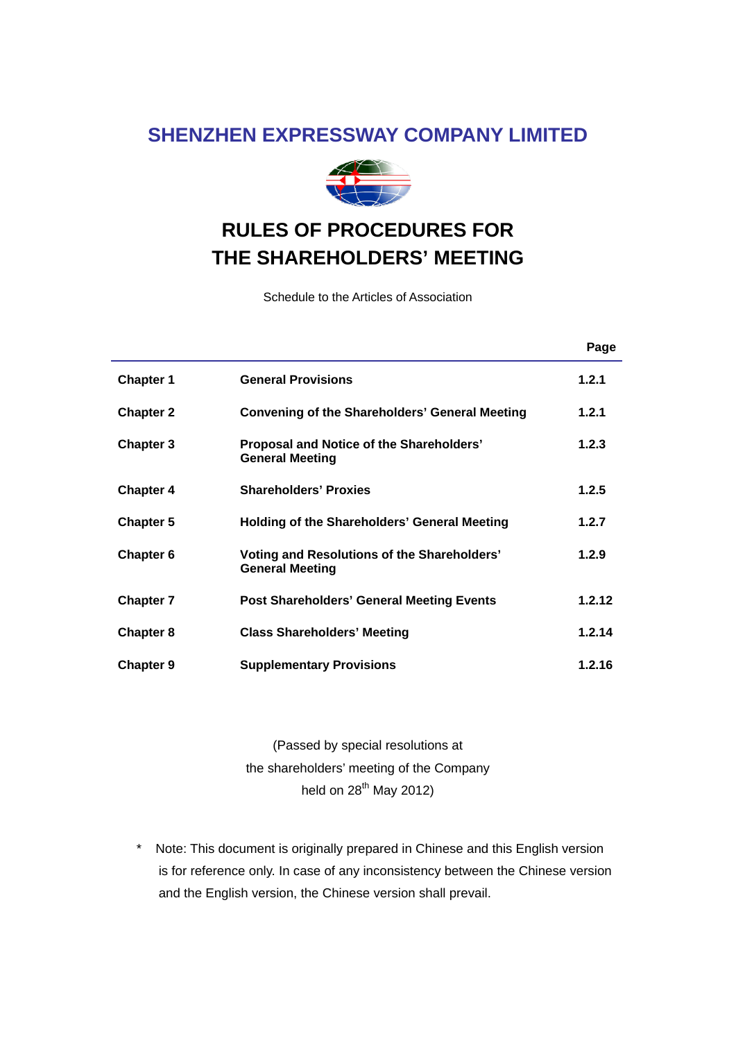# SHENZHEN EXPRESSWAY COMPANY LIMITED

# RULES OF PROCEDURES FOR THE SHAREHOLDERS' MEETING

Schedule to the Articles of Association

| | | Page |
|---|---|---|
| **Chapter 1** | **General Provisions** | **1.2.1** |
| **Chapter 2** | **Convening of the Shareholders' General Meeting** | **1.2.1** |
| **Chapter 3** | **Proposal and Notice of the Shareholders' General Meeting** | **1.2.3** |
| **Chapter 4** | **Shareholders' Proxies** | **1.2.5** |
| **Chapter 5** | **Holding of the Shareholders' General Meeting** | **1.2.7** |
| **Chapter 6** | **Voting and Resolutions of the Shareholders' General Meeting** | **1.2.9** |
| **Chapter 7** | **Post Shareholders' General Meeting Events** | **1.2.12** |
| **Chapter 8** | **Class Shareholders' Meeting** | **1.2.14** |
| **Chapter 9** | **Supplementary Provisions** | **1.2.16** |

(Passed by special resolutions at
the shareholders' meeting of the Company
held on 28th May 2012)

\* Note: This document is originally prepared in Chinese and this English version is for reference only. In case of any inconsistency between the Chinese version and the English version, the Chinese version shall prevail.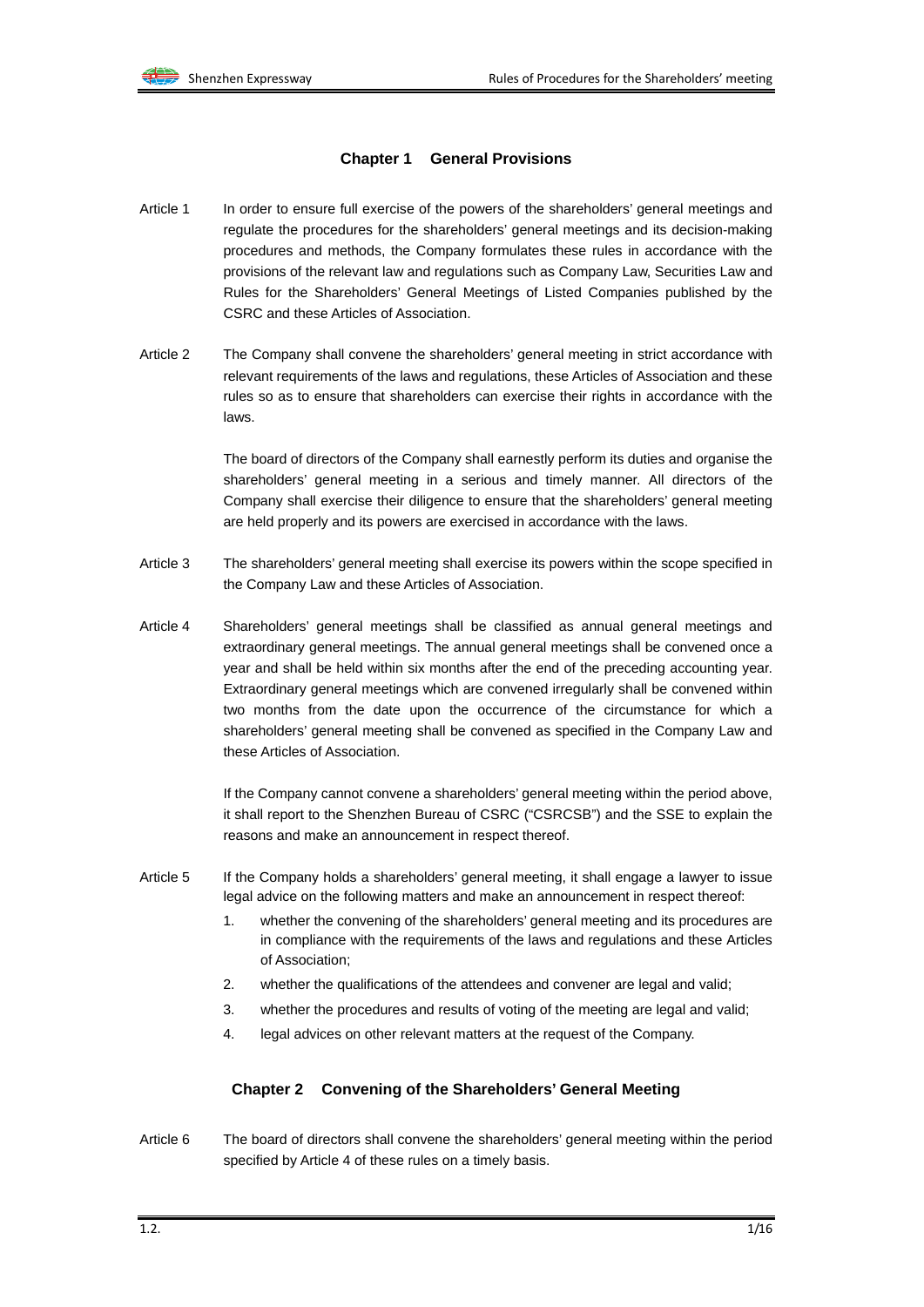## Chapter 1 General Provisions

Article 1 In order to ensure full exercise of the powers of the shareholders' general meetings and regulate the procedures for the shareholders' general meetings and its decision-making procedures and methods, the Company formulates these rules in accordance with the provisions of the relevant law and regulations such as Company Law, Securities Law and Rules for the Shareholders' General Meetings of Listed Companies published by the CSRC and these Articles of Association.

Article 2 The Company shall convene the shareholders' general meeting in strict accordance with relevant requirements of the laws and regulations, these Articles of Association and these rules so as to ensure that shareholders can exercise their rights in accordance with the laws.

The board of directors of the Company shall earnestly perform its duties and organise the shareholders' general meeting in a serious and timely manner. All directors of the Company shall exercise their diligence to ensure that the shareholders' general meeting are held properly and its powers are exercised in accordance with the laws.

Article 3 The shareholders' general meeting shall exercise its powers within the scope specified in the Company Law and these Articles of Association.

Article 4 Shareholders' general meetings shall be classified as annual general meetings and extraordinary general meetings. The annual general meetings shall be convened once a year and shall be held within six months after the end of the preceding accounting year. Extraordinary general meetings which are convened irregularly shall be convened within two months from the date upon the occurrence of the circumstance for which a shareholders' general meeting shall be convened as specified in the Company Law and these Articles of Association.

If the Company cannot convene a shareholders' general meeting within the period above, it shall report to the Shenzhen Bureau of CSRC ("CSRCSB") and the SSE to explain the reasons and make an announcement in respect thereof.

Article 5 If the Company holds a shareholders' general meeting, it shall engage a lawyer to issue legal advice on the following matters and make an announcement in respect thereof:

1. whether the convening of the shareholders' general meeting and its procedures are in compliance with the requirements of the laws and regulations and these Articles of Association;
2. whether the qualifications of the attendees and convener are legal and valid;
3. whether the procedures and results of voting of the meeting are legal and valid;
4. legal advices on other relevant matters at the request of the Company.

## Chapter 2 Convening of the Shareholders' General Meeting

Article 6 The board of directors shall convene the shareholders' general meeting within the period specified by Article 4 of these rules on a timely basis.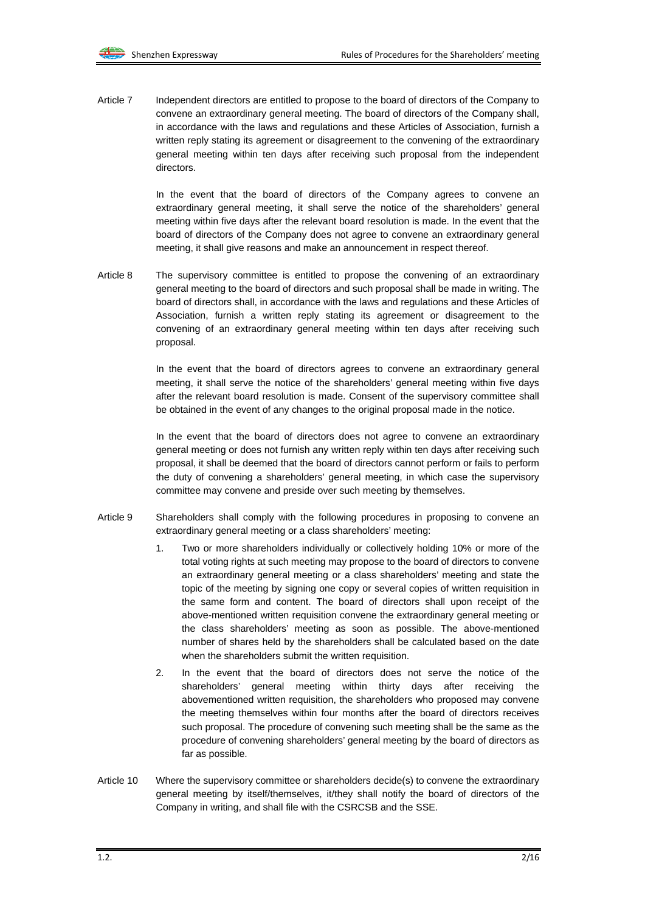Article 7 Independent directors are entitled to propose to the board of directors of the Company to convene an extraordinary general meeting. The board of directors of the Company shall, in accordance with the laws and regulations and these Articles of Association, furnish a written reply stating its agreement or disagreement to the convening of the extraordinary general meeting within ten days after receiving such proposal from the independent directors.

In the event that the board of directors of the Company agrees to convene an extraordinary general meeting, it shall serve the notice of the shareholders' general meeting within five days after the relevant board resolution is made. In the event that the board of directors of the Company does not agree to convene an extraordinary general meeting, it shall give reasons and make an announcement in respect thereof.

Article 8 The supervisory committee is entitled to propose the convening of an extraordinary general meeting to the board of directors and such proposal shall be made in writing. The board of directors shall, in accordance with the laws and regulations and these Articles of Association, furnish a written reply stating its agreement or disagreement to the convening of an extraordinary general meeting within ten days after receiving such proposal.

In the event that the board of directors agrees to convene an extraordinary general meeting, it shall serve the notice of the shareholders' general meeting within five days after the relevant board resolution is made. Consent of the supervisory committee shall be obtained in the event of any changes to the original proposal made in the notice.

In the event that the board of directors does not agree to convene an extraordinary general meeting or does not furnish any written reply within ten days after receiving such proposal, it shall be deemed that the board of directors cannot perform or fails to perform the duty of convening a shareholders' general meeting, in which case the supervisory committee may convene and preside over such meeting by themselves.

Article 9 Shareholders shall comply with the following procedures in proposing to convene an extraordinary general meeting or a class shareholders' meeting:

1. Two or more shareholders individually or collectively holding 10% or more of the total voting rights at such meeting may propose to the board of directors to convene an extraordinary general meeting or a class shareholders' meeting and state the topic of the meeting by signing one copy or several copies of written requisition in the same form and content. The board of directors shall upon receipt of the above-mentioned written requisition convene the extraordinary general meeting or the class shareholders' meeting as soon as possible. The above-mentioned number of shares held by the shareholders shall be calculated based on the date when the shareholders submit the written requisition.
2. In the event that the board of directors does not serve the notice of the shareholders' general meeting within thirty days after receiving the abovementioned written requisition, the shareholders who proposed may convene the meeting themselves within four months after the board of directors receives such proposal. The procedure of convening such meeting shall be the same as the procedure of convening shareholders' general meeting by the board of directors as far as possible.

Article 10 Where the supervisory committee or shareholders decide(s) to convene the extraordinary general meeting by itself/themselves, it/they shall notify the board of directors of the Company in writing, and shall file with the CSRCSB and the SSE.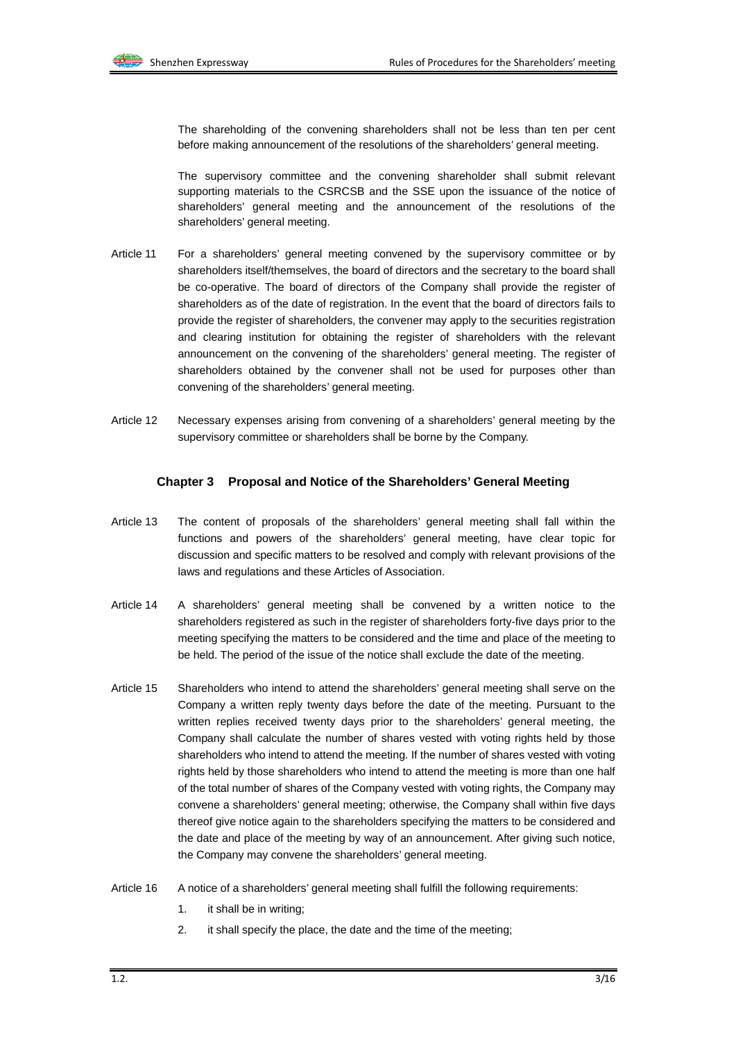The shareholding of the convening shareholders shall not be less than ten per cent before making announcement of the resolutions of the shareholders' general meeting.

The supervisory committee and the convening shareholder shall submit relevant supporting materials to the CSRCSB and the SSE upon the issuance of the notice of shareholders' general meeting and the announcement of the resolutions of the shareholders' general meeting.

Article 11 For a shareholders' general meeting convened by the supervisory committee or by shareholders itself/themselves, the board of directors and the secretary to the board shall be co-operative. The board of directors of the Company shall provide the register of shareholders as of the date of registration. In the event that the board of directors fails to provide the register of shareholders, the convener may apply to the securities registration and clearing institution for obtaining the register of shareholders with the relevant announcement on the convening of the shareholders' general meeting. The register of shareholders obtained by the convener shall not be used for purposes other than convening of the shareholders' general meeting.

Article 12 Necessary expenses arising from convening of a shareholders' general meeting by the supervisory committee or shareholders shall be borne by the Company.

## Chapter 3 Proposal and Notice of the Shareholders' General Meeting

Article 13 The content of proposals of the shareholders' general meeting shall fall within the functions and powers of the shareholders' general meeting, have clear topic for discussion and specific matters to be resolved and comply with relevant provisions of the laws and regulations and these Articles of Association.

Article 14 A shareholders' general meeting shall be convened by a written notice to the shareholders registered as such in the register of shareholders forty-five days prior to the meeting specifying the matters to be considered and the time and place of the meeting to be held. The period of the issue of the notice shall exclude the date of the meeting.

Article 15 Shareholders who intend to attend the shareholders' general meeting shall serve on the Company a written reply twenty days before the date of the meeting. Pursuant to the written replies received twenty days prior to the shareholders' general meeting, the Company shall calculate the number of shares vested with voting rights held by those shareholders who intend to attend the meeting. If the number of shares vested with voting rights held by those shareholders who intend to attend the meeting is more than one half of the total number of shares of the Company vested with voting rights, the Company may convene a shareholders' general meeting; otherwise, the Company shall within five days thereof give notice again to the shareholders specifying the matters to be considered and the date and place of the meeting by way of an announcement. After giving such notice, the Company may convene the shareholders' general meeting.

Article 16 A notice of a shareholders' general meeting shall fulfill the following requirements:

1. it shall be in writing;
2. it shall specify the place, the date and the time of the meeting;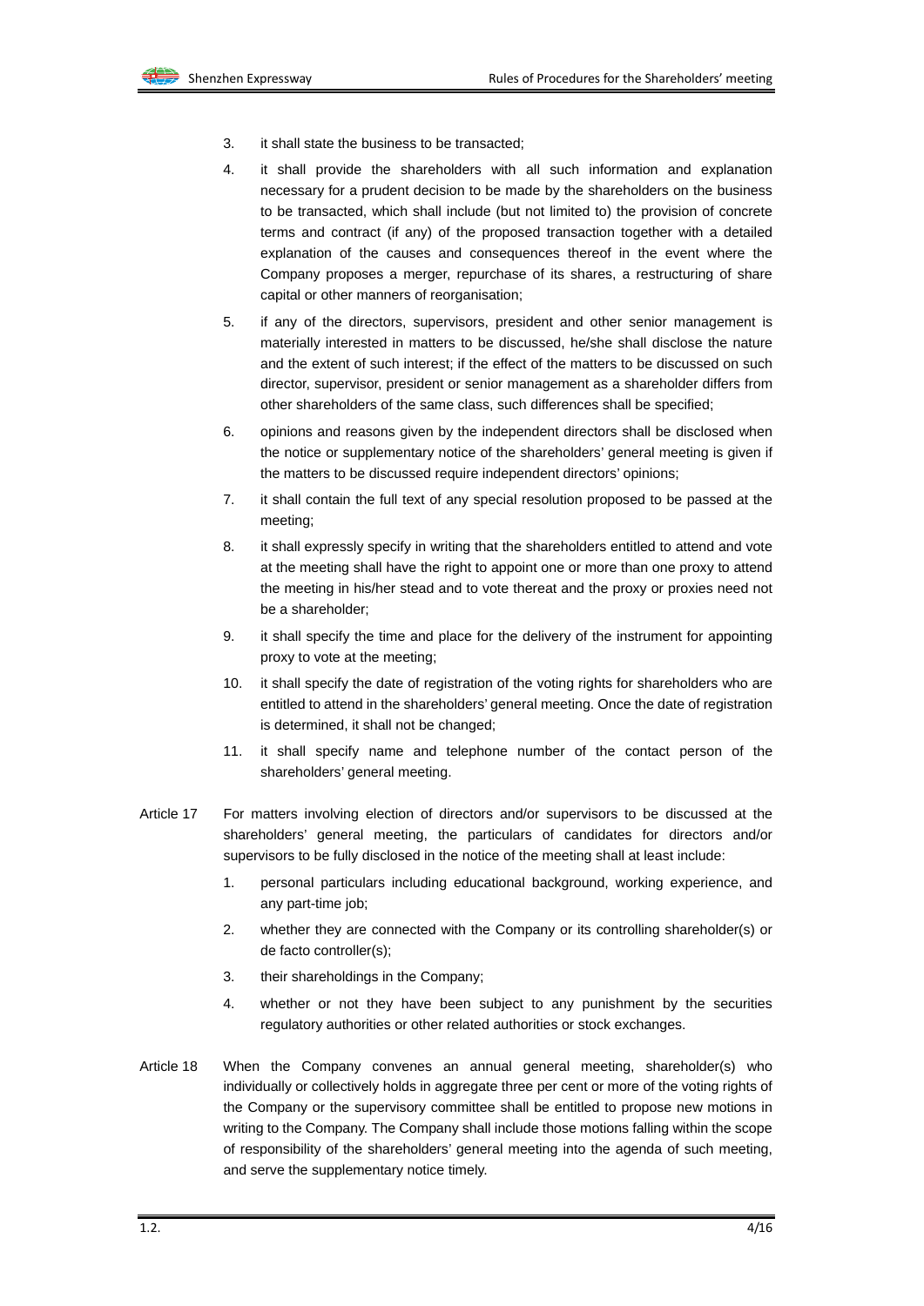3. it shall state the business to be transacted;
4. it shall provide the shareholders with all such information and explanation necessary for a prudent decision to be made by the shareholders on the business to be transacted, which shall include (but not limited to) the provision of concrete terms and contract (if any) of the proposed transaction together with a detailed explanation of the causes and consequences thereof in the event where the Company proposes a merger, repurchase of its shares, a restructuring of share capital or other manners of reorganisation;
5. if any of the directors, supervisors, president and other senior management is materially interested in matters to be discussed, he/she shall disclose the nature and the extent of such interest; if the effect of the matters to be discussed on such director, supervisor, president or senior management as a shareholder differs from other shareholders of the same class, such differences shall be specified;
6. opinions and reasons given by the independent directors shall be disclosed when the notice or supplementary notice of the shareholders' general meeting is given if the matters to be discussed require independent directors' opinions;
7. it shall contain the full text of any special resolution proposed to be passed at the meeting;
8. it shall expressly specify in writing that the shareholders entitled to attend and vote at the meeting shall have the right to appoint one or more than one proxy to attend the meeting in his/her stead and to vote thereat and the proxy or proxies need not be a shareholder;
9. it shall specify the time and place for the delivery of the instrument for appointing proxy to vote at the meeting;
10. it shall specify the date of registration of the voting rights for shareholders who are entitled to attend in the shareholders' general meeting. Once the date of registration is determined, it shall not be changed;
11. it shall specify name and telephone number of the contact person of the shareholders' general meeting.

Article 17 For matters involving election of directors and/or supervisors to be discussed at the shareholders' general meeting, the particulars of candidates for directors and/or supervisors to be fully disclosed in the notice of the meeting shall at least include:

1. personal particulars including educational background, working experience, and any part-time job;
2. whether they are connected with the Company or its controlling shareholder(s) or de facto controller(s);
3. their shareholdings in the Company;
4. whether or not they have been subject to any punishment by the securities regulatory authorities or other related authorities or stock exchanges.

Article 18 When the Company convenes an annual general meeting, shareholder(s) who individually or collectively holds in aggregate three per cent or more of the voting rights of the Company or the supervisory committee shall be entitled to propose new motions in writing to the Company. The Company shall include those motions falling within the scope of responsibility of the shareholders' general meeting into the agenda of such meeting, and serve the supplementary notice timely.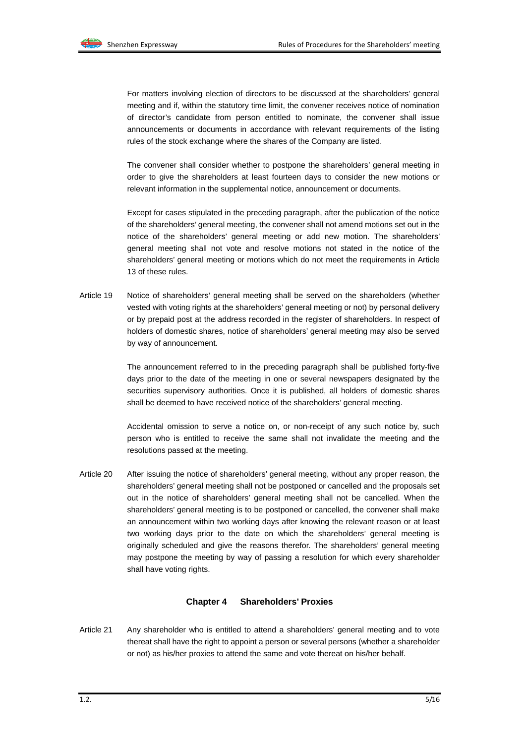For matters involving election of directors to be discussed at the shareholders' general meeting and if, within the statutory time limit, the convener receives notice of nomination of director's candidate from person entitled to nominate, the convener shall issue announcements or documents in accordance with relevant requirements of the listing rules of the stock exchange where the shares of the Company are listed.

The convener shall consider whether to postpone the shareholders' general meeting in order to give the shareholders at least fourteen days to consider the new motions or relevant information in the supplemental notice, announcement or documents.

Except for cases stipulated in the preceding paragraph, after the publication of the notice of the shareholders' general meeting, the convener shall not amend motions set out in the notice of the shareholders' general meeting or add new motion. The shareholders' general meeting shall not vote and resolve motions not stated in the notice of the shareholders' general meeting or motions which do not meet the requirements in Article 13 of these rules.

Article 19 Notice of shareholders' general meeting shall be served on the shareholders (whether vested with voting rights at the shareholders' general meeting or not) by personal delivery or by prepaid post at the address recorded in the register of shareholders. In respect of holders of domestic shares, notice of shareholders' general meeting may also be served by way of announcement.

The announcement referred to in the preceding paragraph shall be published forty-five days prior to the date of the meeting in one or several newspapers designated by the securities supervisory authorities. Once it is published, all holders of domestic shares shall be deemed to have received notice of the shareholders' general meeting.

Accidental omission to serve a notice on, or non-receipt of any such notice by, such person who is entitled to receive the same shall not invalidate the meeting and the resolutions passed at the meeting.

Article 20 After issuing the notice of shareholders' general meeting, without any proper reason, the shareholders' general meeting shall not be postponed or cancelled and the proposals set out in the notice of shareholders' general meeting shall not be cancelled. When the shareholders' general meeting is to be postponed or cancelled, the convener shall make an announcement within two working days after knowing the relevant reason or at least two working days prior to the date on which the shareholders' general meeting is originally scheduled and give the reasons therefor. The shareholders' general meeting may postpone the meeting by way of passing a resolution for which every shareholder shall have voting rights.

## Chapter 4 Shareholders' Proxies

Article 21 Any shareholder who is entitled to attend a shareholders' general meeting and to vote thereat shall have the right to appoint a person or several persons (whether a shareholder or not) as his/her proxies to attend the same and vote thereat on his/her behalf.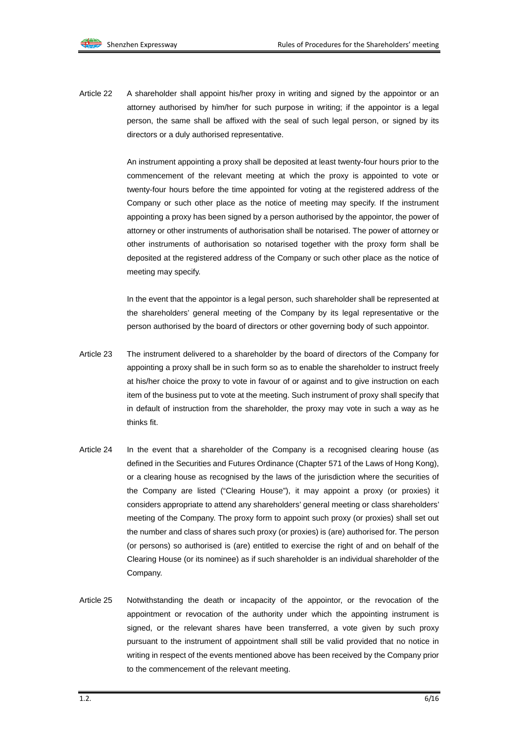Article 22 A shareholder shall appoint his/her proxy in writing and signed by the appointor or an attorney authorised by him/her for such purpose in writing; if the appointor is a legal person, the same shall be affixed with the seal of such legal person, or signed by its directors or a duly authorised representative.

An instrument appointing a proxy shall be deposited at least twenty-four hours prior to the commencement of the relevant meeting at which the proxy is appointed to vote or twenty-four hours before the time appointed for voting at the registered address of the Company or such other place as the notice of meeting may specify. If the instrument appointing a proxy has been signed by a person authorised by the appointor, the power of attorney or other instruments of authorisation shall be notarised. The power of attorney or other instruments of authorisation so notarised together with the proxy form shall be deposited at the registered address of the Company or such other place as the notice of meeting may specify.

In the event that the appointor is a legal person, such shareholder shall be represented at the shareholders' general meeting of the Company by its legal representative or the person authorised by the board of directors or other governing body of such appointor.

Article 23 The instrument delivered to a shareholder by the board of directors of the Company for appointing a proxy shall be in such form so as to enable the shareholder to instruct freely at his/her choice the proxy to vote in favour of or against and to give instruction on each item of the business put to vote at the meeting. Such instrument of proxy shall specify that in default of instruction from the shareholder, the proxy may vote in such a way as he thinks fit.

Article 24 In the event that a shareholder of the Company is a recognised clearing house (as defined in the Securities and Futures Ordinance (Chapter 571 of the Laws of Hong Kong), or a clearing house as recognised by the laws of the jurisdiction where the securities of the Company are listed ("Clearing House"), it may appoint a proxy (or proxies) it considers appropriate to attend any shareholders' general meeting or class shareholders' meeting of the Company. The proxy form to appoint such proxy (or proxies) shall set out the number and class of shares such proxy (or proxies) is (are) authorised for. The person (or persons) so authorised is (are) entitled to exercise the right of and on behalf of the Clearing House (or its nominee) as if such shareholder is an individual shareholder of the Company.

Article 25 Notwithstanding the death or incapacity of the appointor, or the revocation of the appointment or revocation of the authority under which the appointing instrument is signed, or the relevant shares have been transferred, a vote given by such proxy pursuant to the instrument of appointment shall still be valid provided that no notice in writing in respect of the events mentioned above has been received by the Company prior to the commencement of the relevant meeting.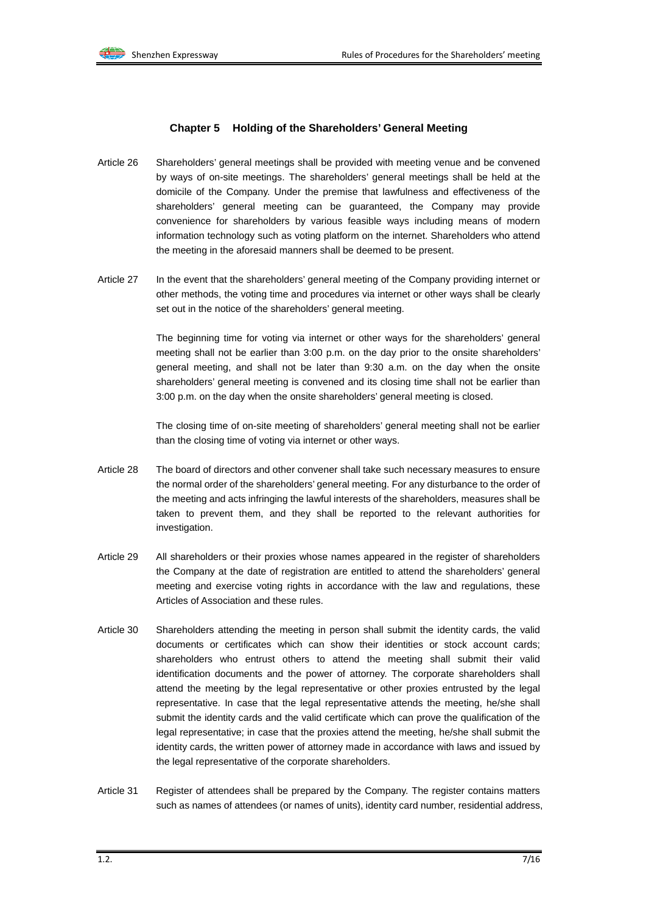## Chapter 5 Holding of the Shareholders' General Meeting

Article 26 Shareholders' general meetings shall be provided with meeting venue and be convened by ways of on-site meetings. The shareholders' general meetings shall be held at the domicile of the Company. Under the premise that lawfulness and effectiveness of the shareholders' general meeting can be guaranteed, the Company may provide convenience for shareholders by various feasible ways including means of modern information technology such as voting platform on the internet. Shareholders who attend the meeting in the aforesaid manners shall be deemed to be present.

Article 27 In the event that the shareholders' general meeting of the Company providing internet or other methods, the voting time and procedures via internet or other ways shall be clearly set out in the notice of the shareholders' general meeting.

The beginning time for voting via internet or other ways for the shareholders' general meeting shall not be earlier than 3:00 p.m. on the day prior to the onsite shareholders' general meeting, and shall not be later than 9:30 a.m. on the day when the onsite shareholders' general meeting is convened and its closing time shall not be earlier than 3:00 p.m. on the day when the onsite shareholders' general meeting is closed.

The closing time of on-site meeting of shareholders' general meeting shall not be earlier than the closing time of voting via internet or other ways.

Article 28 The board of directors and other convener shall take such necessary measures to ensure the normal order of the shareholders' general meeting. For any disturbance to the order of the meeting and acts infringing the lawful interests of the shareholders, measures shall be taken to prevent them, and they shall be reported to the relevant authorities for investigation.

Article 29 All shareholders or their proxies whose names appeared in the register of shareholders the Company at the date of registration are entitled to attend the shareholders' general meeting and exercise voting rights in accordance with the law and regulations, these Articles of Association and these rules.

Article 30 Shareholders attending the meeting in person shall submit the identity cards, the valid documents or certificates which can show their identities or stock account cards; shareholders who entrust others to attend the meeting shall submit their valid identification documents and the power of attorney. The corporate shareholders shall attend the meeting by the legal representative or other proxies entrusted by the legal representative. In case that the legal representative attends the meeting, he/she shall submit the identity cards and the valid certificate which can prove the qualification of the legal representative; in case that the proxies attend the meeting, he/she shall submit the identity cards, the written power of attorney made in accordance with laws and issued by the legal representative of the corporate shareholders.

Article 31 Register of attendees shall be prepared by the Company. The register contains matters such as names of attendees (or names of units), identity card number, residential address,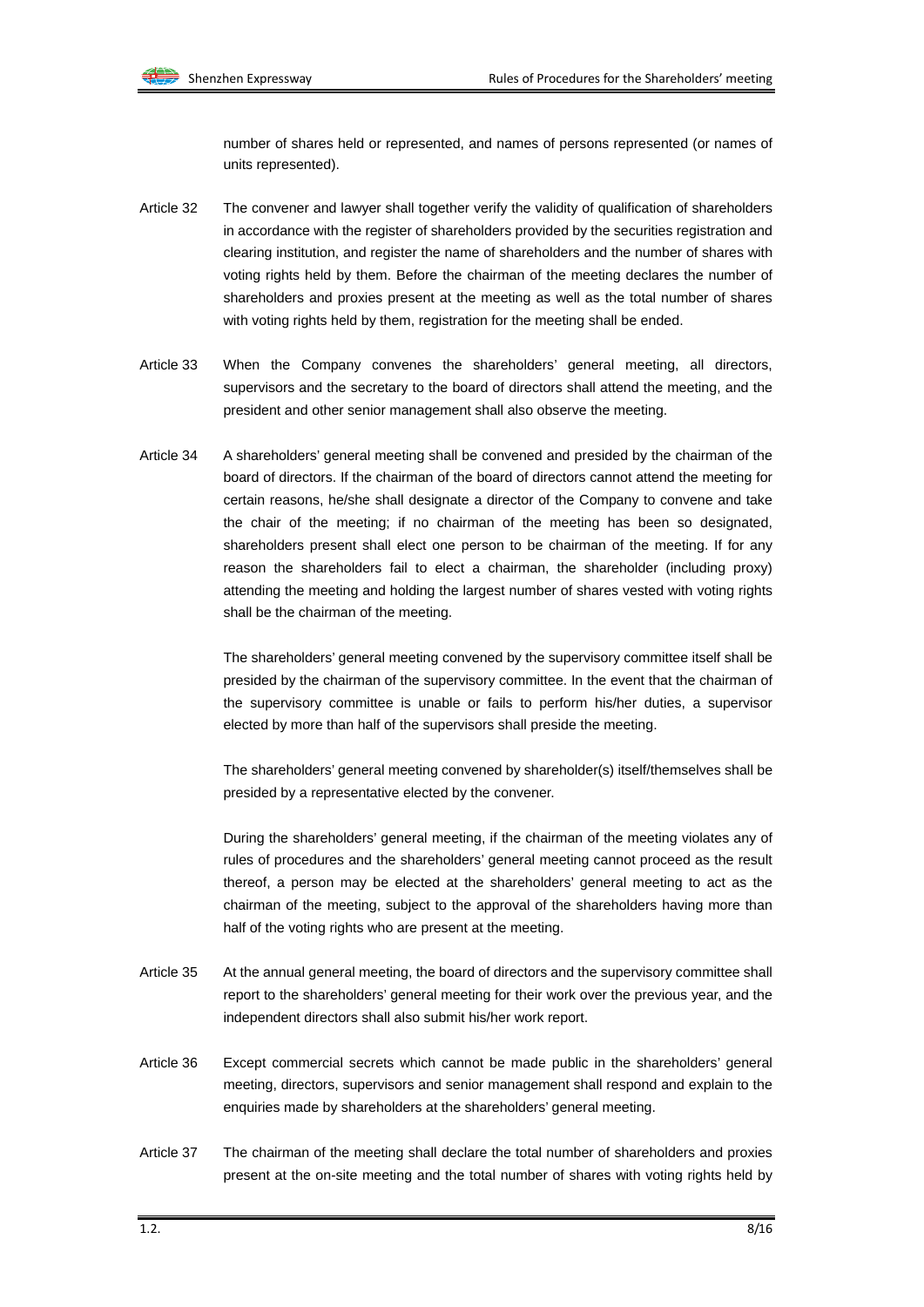number of shares held or represented, and names of persons represented (or names of units represented).

Article 32 The convener and lawyer shall together verify the validity of qualification of shareholders in accordance with the register of shareholders provided by the securities registration and clearing institution, and register the name of shareholders and the number of shares with voting rights held by them. Before the chairman of the meeting declares the number of shareholders and proxies present at the meeting as well as the total number of shares with voting rights held by them, registration for the meeting shall be ended.

Article 33 When the Company convenes the shareholders' general meeting, all directors, supervisors and the secretary to the board of directors shall attend the meeting, and the president and other senior management shall also observe the meeting.

Article 34 A shareholders' general meeting shall be convened and presided by the chairman of the board of directors. If the chairman of the board of directors cannot attend the meeting for certain reasons, he/she shall designate a director of the Company to convene and take the chair of the meeting; if no chairman of the meeting has been so designated, shareholders present shall elect one person to be chairman of the meeting. If for any reason the shareholders fail to elect a chairman, the shareholder (including proxy) attending the meeting and holding the largest number of shares vested with voting rights shall be the chairman of the meeting.

The shareholders' general meeting convened by the supervisory committee itself shall be presided by the chairman of the supervisory committee. In the event that the chairman of the supervisory committee is unable or fails to perform his/her duties, a supervisor elected by more than half of the supervisors shall preside the meeting.

The shareholders' general meeting convened by shareholder(s) itself/themselves shall be presided by a representative elected by the convener.

During the shareholders' general meeting, if the chairman of the meeting violates any of rules of procedures and the shareholders' general meeting cannot proceed as the result thereof, a person may be elected at the shareholders' general meeting to act as the chairman of the meeting, subject to the approval of the shareholders having more than half of the voting rights who are present at the meeting.

Article 35 At the annual general meeting, the board of directors and the supervisory committee shall report to the shareholders' general meeting for their work over the previous year, and the independent directors shall also submit his/her work report.

Article 36 Except commercial secrets which cannot be made public in the shareholders' general meeting, directors, supervisors and senior management shall respond and explain to the enquiries made by shareholders at the shareholders' general meeting.

Article 37 The chairman of the meeting shall declare the total number of shareholders and proxies present at the on-site meeting and the total number of shares with voting rights held by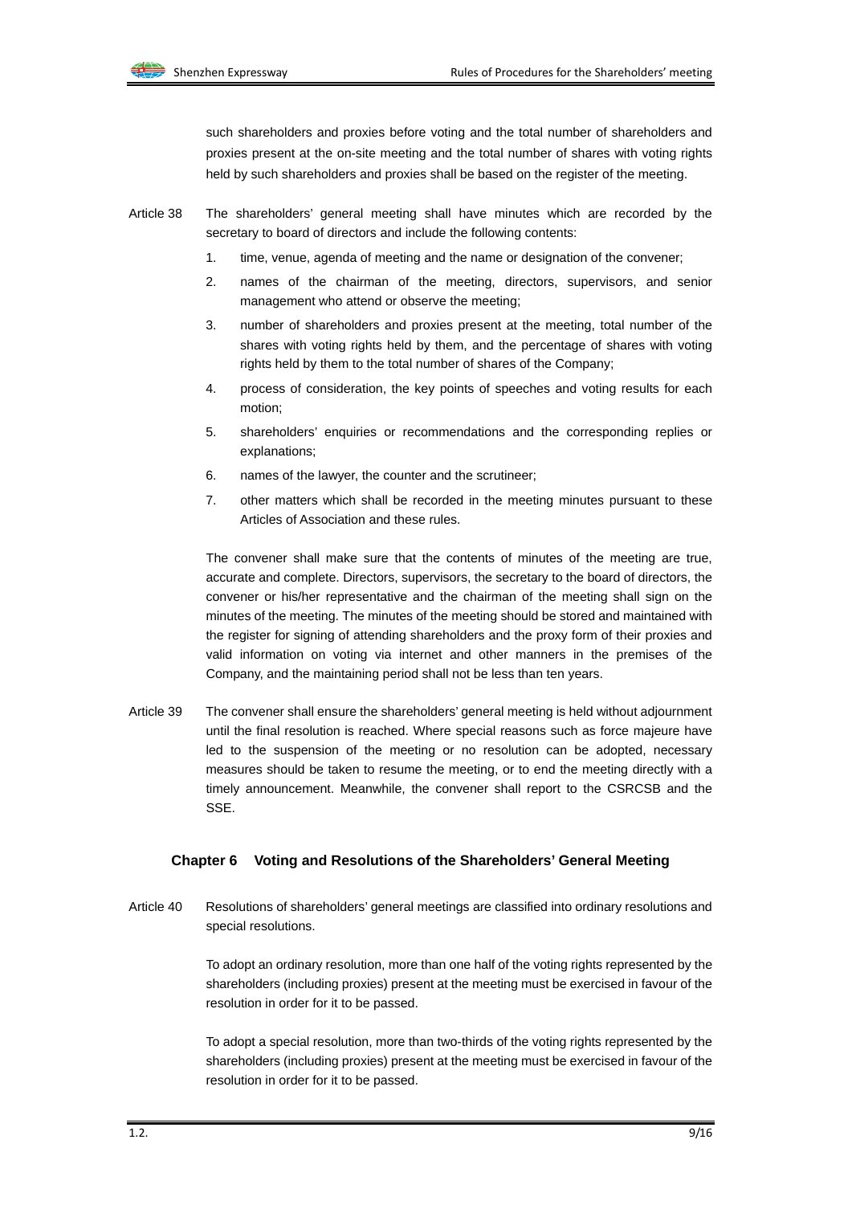such shareholders and proxies before voting and the total number of shareholders and proxies present at the on-site meeting and the total number of shares with voting rights held by such shareholders and proxies shall be based on the register of the meeting.

Article 38 The shareholders' general meeting shall have minutes which are recorded by the secretary to board of directors and include the following contents:

1. time, venue, agenda of meeting and the name or designation of the convener;
2. names of the chairman of the meeting, directors, supervisors, and senior management who attend or observe the meeting;
3. number of shareholders and proxies present at the meeting, total number of the shares with voting rights held by them, and the percentage of shares with voting rights held by them to the total number of shares of the Company;
4. process of consideration, the key points of speeches and voting results for each motion;
5. shareholders' enquiries or recommendations and the corresponding replies or explanations;
6. names of the lawyer, the counter and the scrutineer;
7. other matters which shall be recorded in the meeting minutes pursuant to these Articles of Association and these rules.

The convener shall make sure that the contents of minutes of the meeting are true, accurate and complete. Directors, supervisors, the secretary to the board of directors, the convener or his/her representative and the chairman of the meeting shall sign on the minutes of the meeting. The minutes of the meeting should be stored and maintained with the register for signing of attending shareholders and the proxy form of their proxies and valid information on voting via internet and other manners in the premises of the Company, and the maintaining period shall not be less than ten years.

Article 39 The convener shall ensure the shareholders' general meeting is held without adjournment until the final resolution is reached. Where special reasons such as force majeure have led to the suspension of the meeting or no resolution can be adopted, necessary measures should be taken to resume the meeting, or to end the meeting directly with a timely announcement. Meanwhile, the convener shall report to the CSRCSB and the SSE.

## Chapter 6 Voting and Resolutions of the Shareholders' General Meeting

Article 40 Resolutions of shareholders' general meetings are classified into ordinary resolutions and special resolutions.

To adopt an ordinary resolution, more than one half of the voting rights represented by the shareholders (including proxies) present at the meeting must be exercised in favour of the resolution in order for it to be passed.

To adopt a special resolution, more than two-thirds of the voting rights represented by the shareholders (including proxies) present at the meeting must be exercised in favour of the resolution in order for it to be passed.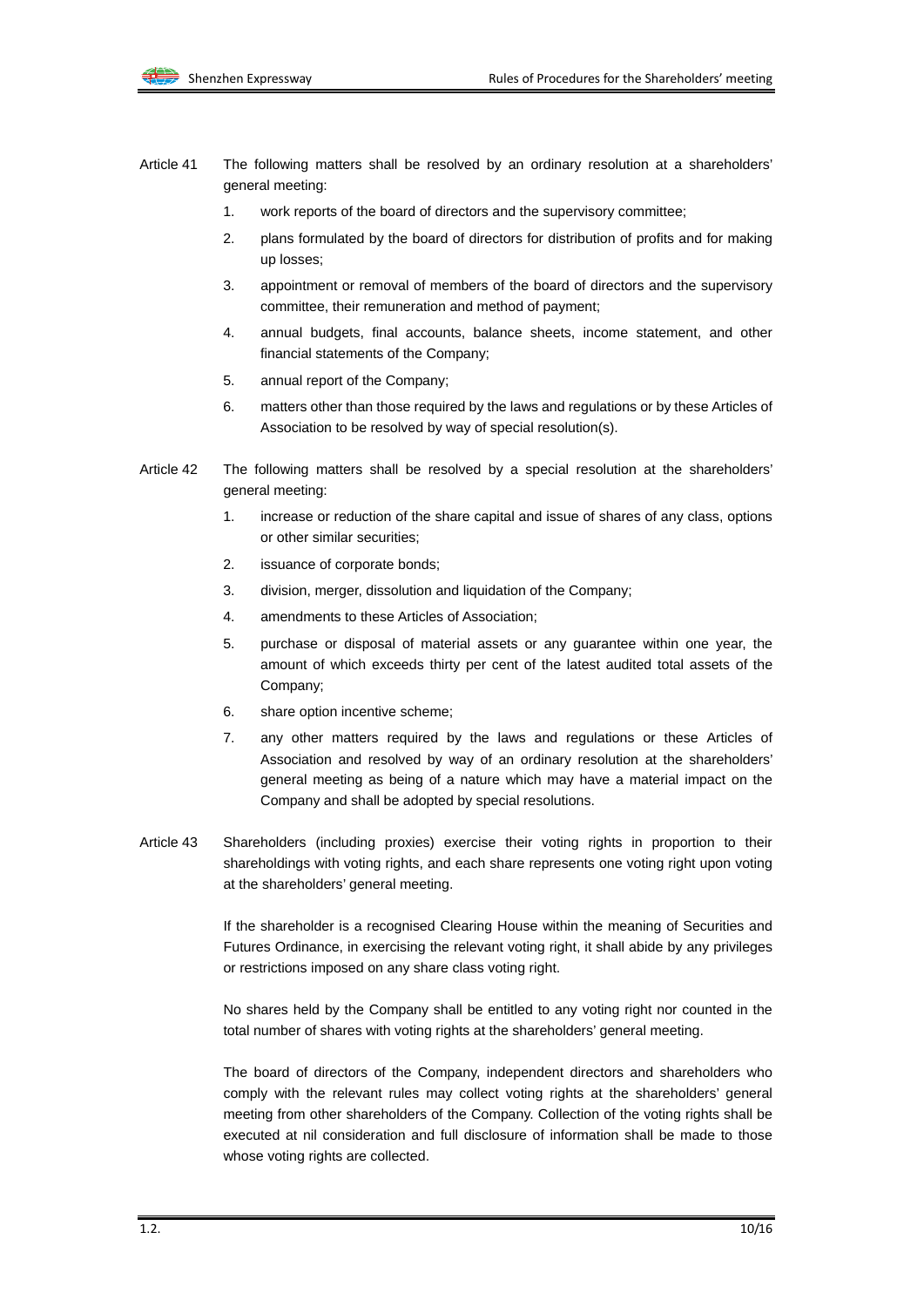Article 41 The following matters shall be resolved by an ordinary resolution at a shareholders' general meeting:

1. work reports of the board of directors and the supervisory committee;
2. plans formulated by the board of directors for distribution of profits and for making up losses;
3. appointment or removal of members of the board of directors and the supervisory committee, their remuneration and method of payment;
4. annual budgets, final accounts, balance sheets, income statement, and other financial statements of the Company;
5. annual report of the Company;
6. matters other than those required by the laws and regulations or by these Articles of Association to be resolved by way of special resolution(s).

Article 42 The following matters shall be resolved by a special resolution at the shareholders' general meeting:

1. increase or reduction of the share capital and issue of shares of any class, options or other similar securities;
2. issuance of corporate bonds;
3. division, merger, dissolution and liquidation of the Company;
4. amendments to these Articles of Association;
5. purchase or disposal of material assets or any guarantee within one year, the amount of which exceeds thirty per cent of the latest audited total assets of the Company;
6. share option incentive scheme;
7. any other matters required by the laws and regulations or these Articles of Association and resolved by way of an ordinary resolution at the shareholders' general meeting as being of a nature which may have a material impact on the Company and shall be adopted by special resolutions.

Article 43 Shareholders (including proxies) exercise their voting rights in proportion to their shareholdings with voting rights, and each share represents one voting right upon voting at the shareholders' general meeting.

If the shareholder is a recognised Clearing House within the meaning of Securities and Futures Ordinance, in exercising the relevant voting right, it shall abide by any privileges or restrictions imposed on any share class voting right.

No shares held by the Company shall be entitled to any voting right nor counted in the total number of shares with voting rights at the shareholders' general meeting.

The board of directors of the Company, independent directors and shareholders who comply with the relevant rules may collect voting rights at the shareholders' general meeting from other shareholders of the Company. Collection of the voting rights shall be executed at nil consideration and full disclosure of information shall be made to those whose voting rights are collected.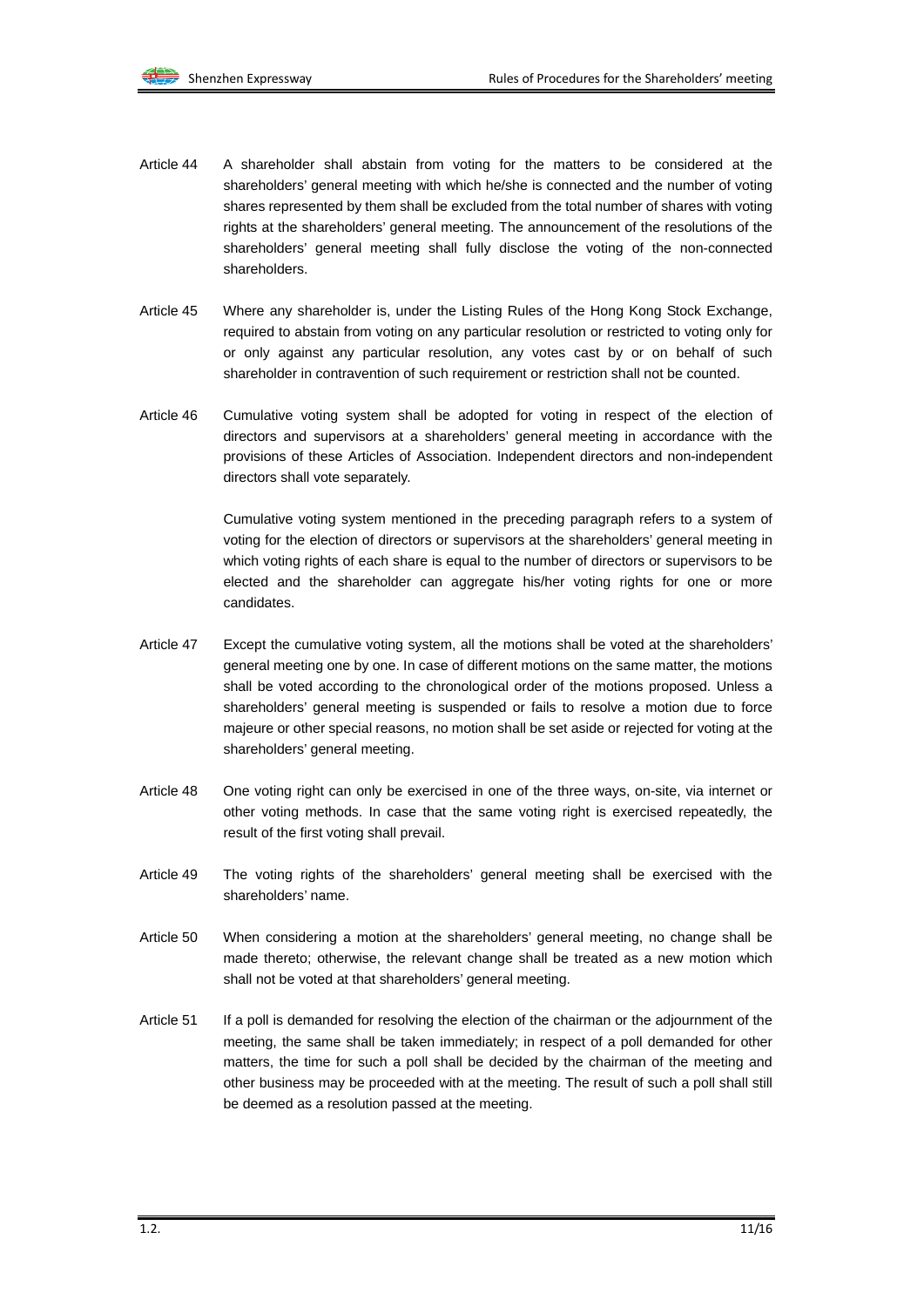Article 44 A shareholder shall abstain from voting for the matters to be considered at the shareholders' general meeting with which he/she is connected and the number of voting shares represented by them shall be excluded from the total number of shares with voting rights at the shareholders' general meeting. The announcement of the resolutions of the shareholders' general meeting shall fully disclose the voting of the non-connected shareholders.

Article 45 Where any shareholder is, under the Listing Rules of the Hong Kong Stock Exchange, required to abstain from voting on any particular resolution or restricted to voting only for or only against any particular resolution, any votes cast by or on behalf of such shareholder in contravention of such requirement or restriction shall not be counted.

Article 46 Cumulative voting system shall be adopted for voting in respect of the election of directors and supervisors at a shareholders' general meeting in accordance with the provisions of these Articles of Association. Independent directors and non-independent directors shall vote separately.

Cumulative voting system mentioned in the preceding paragraph refers to a system of voting for the election of directors or supervisors at the shareholders' general meeting in which voting rights of each share is equal to the number of directors or supervisors to be elected and the shareholder can aggregate his/her voting rights for one or more candidates.

Article 47 Except the cumulative voting system, all the motions shall be voted at the shareholders' general meeting one by one. In case of different motions on the same matter, the motions shall be voted according to the chronological order of the motions proposed. Unless a shareholders' general meeting is suspended or fails to resolve a motion due to force majeure or other special reasons, no motion shall be set aside or rejected for voting at the shareholders' general meeting.

Article 48 One voting right can only be exercised in one of the three ways, on-site, via internet or other voting methods. In case that the same voting right is exercised repeatedly, the result of the first voting shall prevail.

Article 49 The voting rights of the shareholders' general meeting shall be exercised with the shareholders' name.

Article 50 When considering a motion at the shareholders' general meeting, no change shall be made thereto; otherwise, the relevant change shall be treated as a new motion which shall not be voted at that shareholders' general meeting.

Article 51 If a poll is demanded for resolving the election of the chairman or the adjournment of the meeting, the same shall be taken immediately; in respect of a poll demanded for other matters, the time for such a poll shall be decided by the chairman of the meeting and other business may be proceeded with at the meeting. The result of such a poll shall still be deemed as a resolution passed at the meeting.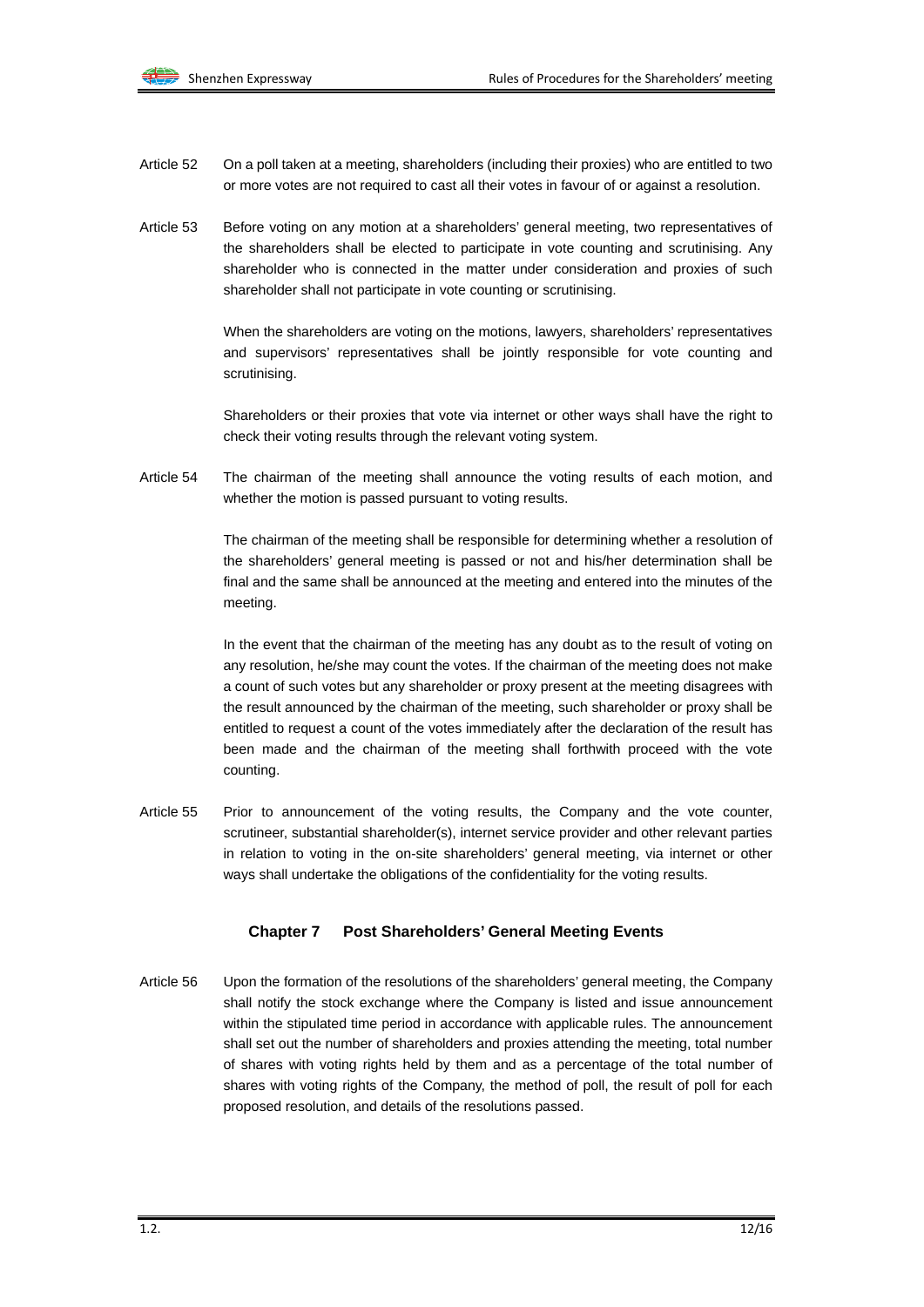Article 52 On a poll taken at a meeting, shareholders (including their proxies) who are entitled to two or more votes are not required to cast all their votes in favour of or against a resolution.

Article 53 Before voting on any motion at a shareholders' general meeting, two representatives of the shareholders shall be elected to participate in vote counting and scrutinising. Any shareholder who is connected in the matter under consideration and proxies of such shareholder shall not participate in vote counting or scrutinising.

When the shareholders are voting on the motions, lawyers, shareholders' representatives and supervisors' representatives shall be jointly responsible for vote counting and scrutinising.

Shareholders or their proxies that vote via internet or other ways shall have the right to check their voting results through the relevant voting system.

Article 54 The chairman of the meeting shall announce the voting results of each motion, and whether the motion is passed pursuant to voting results.

The chairman of the meeting shall be responsible for determining whether a resolution of the shareholders' general meeting is passed or not and his/her determination shall be final and the same shall be announced at the meeting and entered into the minutes of the meeting.

In the event that the chairman of the meeting has any doubt as to the result of voting on any resolution, he/she may count the votes. If the chairman of the meeting does not make a count of such votes but any shareholder or proxy present at the meeting disagrees with the result announced by the chairman of the meeting, such shareholder or proxy shall be entitled to request a count of the votes immediately after the declaration of the result has been made and the chairman of the meeting shall forthwith proceed with the vote counting.

Article 55 Prior to announcement of the voting results, the Company and the vote counter, scrutineer, substantial shareholder(s), internet service provider and other relevant parties in relation to voting in the on-site shareholders' general meeting, via internet or other ways shall undertake the obligations of the confidentiality for the voting results.

## Chapter 7 Post Shareholders' General Meeting Events

Article 56 Upon the formation of the resolutions of the shareholders' general meeting, the Company shall notify the stock exchange where the Company is listed and issue announcement within the stipulated time period in accordance with applicable rules. The announcement shall set out the number of shareholders and proxies attending the meeting, total number of shares with voting rights held by them and as a percentage of the total number of shares with voting rights of the Company, the method of poll, the result of poll for each proposed resolution, and details of the resolutions passed.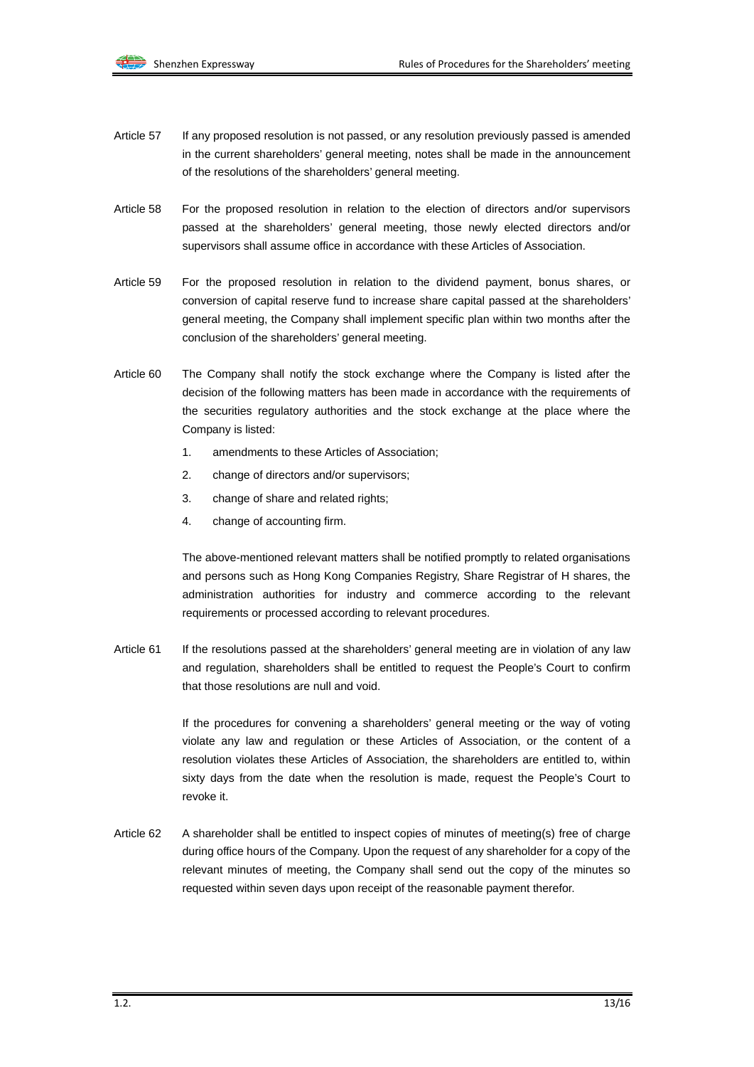Article 57 If any proposed resolution is not passed, or any resolution previously passed is amended in the current shareholders' general meeting, notes shall be made in the announcement of the resolutions of the shareholders' general meeting.

Article 58 For the proposed resolution in relation to the election of directors and/or supervisors passed at the shareholders' general meeting, those newly elected directors and/or supervisors shall assume office in accordance with these Articles of Association.

Article 59 For the proposed resolution in relation to the dividend payment, bonus shares, or conversion of capital reserve fund to increase share capital passed at the shareholders' general meeting, the Company shall implement specific plan within two months after the conclusion of the shareholders' general meeting.

Article 60 The Company shall notify the stock exchange where the Company is listed after the decision of the following matters has been made in accordance with the requirements of the securities regulatory authorities and the stock exchange at the place where the Company is listed:

1. amendments to these Articles of Association;
2. change of directors and/or supervisors;
3. change of share and related rights;
4. change of accounting firm.

The above-mentioned relevant matters shall be notified promptly to related organisations and persons such as Hong Kong Companies Registry, Share Registrar of H shares, the administration authorities for industry and commerce according to the relevant requirements or processed according to relevant procedures.

Article 61 If the resolutions passed at the shareholders' general meeting are in violation of any law and regulation, shareholders shall be entitled to request the People's Court to confirm that those resolutions are null and void.

If the procedures for convening a shareholders' general meeting or the way of voting violate any law and regulation or these Articles of Association, or the content of a resolution violates these Articles of Association, the shareholders are entitled to, within sixty days from the date when the resolution is made, request the People's Court to revoke it.

Article 62 A shareholder shall be entitled to inspect copies of minutes of meeting(s) free of charge during office hours of the Company. Upon the request of any shareholder for a copy of the relevant minutes of meeting, the Company shall send out the copy of the minutes so requested within seven days upon receipt of the reasonable payment therefor.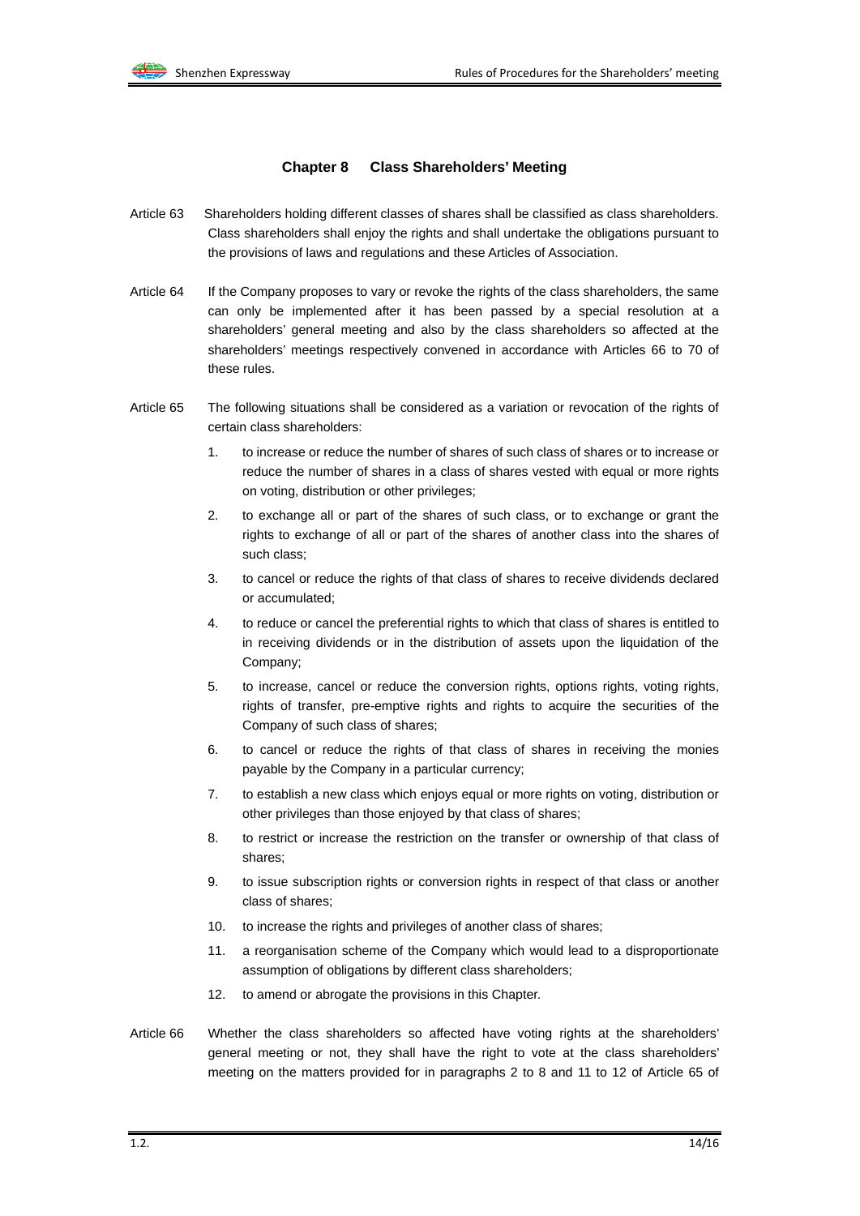## Chapter 8 Class Shareholders' Meeting

Article 63 Shareholders holding different classes of shares shall be classified as class shareholders. Class shareholders shall enjoy the rights and shall undertake the obligations pursuant to the provisions of laws and regulations and these Articles of Association.

Article 64 If the Company proposes to vary or revoke the rights of the class shareholders, the same can only be implemented after it has been passed by a special resolution at a shareholders' general meeting and also by the class shareholders so affected at the shareholders' meetings respectively convened in accordance with Articles 66 to 70 of these rules.

Article 65 The following situations shall be considered as a variation or revocation of the rights of certain class shareholders:

1. to increase or reduce the number of shares of such class of shares or to increase or reduce the number of shares in a class of shares vested with equal or more rights on voting, distribution or other privileges;
2. to exchange all or part of the shares of such class, or to exchange or grant the rights to exchange of all or part of the shares of another class into the shares of such class;
3. to cancel or reduce the rights of that class of shares to receive dividends declared or accumulated;
4. to reduce or cancel the preferential rights to which that class of shares is entitled to in receiving dividends or in the distribution of assets upon the liquidation of the Company;
5. to increase, cancel or reduce the conversion rights, options rights, voting rights, rights of transfer, pre-emptive rights and rights to acquire the securities of the Company of such class of shares;
6. to cancel or reduce the rights of that class of shares in receiving the monies payable by the Company in a particular currency;
7. to establish a new class which enjoys equal or more rights on voting, distribution or other privileges than those enjoyed by that class of shares;
8. to restrict or increase the restriction on the transfer or ownership of that class of shares;
9. to issue subscription rights or conversion rights in respect of that class or another class of shares;
10. to increase the rights and privileges of another class of shares;
11. a reorganisation scheme of the Company which would lead to a disproportionate assumption of obligations by different class shareholders;
12. to amend or abrogate the provisions in this Chapter.

Article 66 Whether the class shareholders so affected have voting rights at the shareholders' general meeting or not, they shall have the right to vote at the class shareholders' meeting on the matters provided for in paragraphs 2 to 8 and 11 to 12 of Article 65 of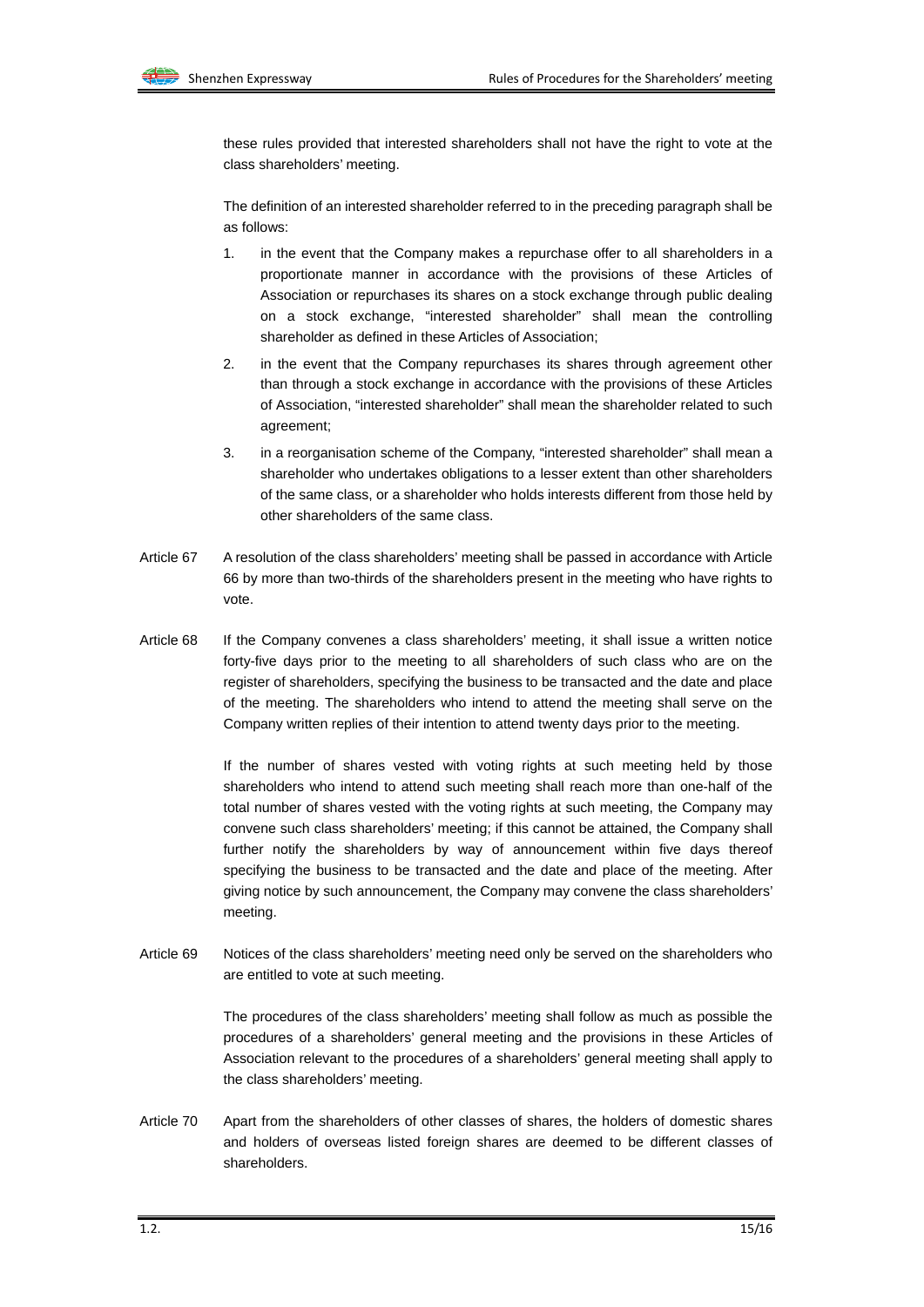these rules provided that interested shareholders shall not have the right to vote at the class shareholders' meeting.

The definition of an interested shareholder referred to in the preceding paragraph shall be as follows:

1. in the event that the Company makes a repurchase offer to all shareholders in a proportionate manner in accordance with the provisions of these Articles of Association or repurchases its shares on a stock exchange through public dealing on a stock exchange, "interested shareholder" shall mean the controlling shareholder as defined in these Articles of Association;
2. in the event that the Company repurchases its shares through agreement other than through a stock exchange in accordance with the provisions of these Articles of Association, "interested shareholder" shall mean the shareholder related to such agreement;
3. in a reorganisation scheme of the Company, "interested shareholder" shall mean a shareholder who undertakes obligations to a lesser extent than other shareholders of the same class, or a shareholder who holds interests different from those held by other shareholders of the same class.

Article 67 A resolution of the class shareholders' meeting shall be passed in accordance with Article 66 by more than two-thirds of the shareholders present in the meeting who have rights to vote.

Article 68 If the Company convenes a class shareholders' meeting, it shall issue a written notice forty-five days prior to the meeting to all shareholders of such class who are on the register of shareholders, specifying the business to be transacted and the date and place of the meeting. The shareholders who intend to attend the meeting shall serve on the Company written replies of their intention to attend twenty days prior to the meeting.

If the number of shares vested with voting rights at such meeting held by those shareholders who intend to attend such meeting shall reach more than one-half of the total number of shares vested with the voting rights at such meeting, the Company may convene such class shareholders' meeting; if this cannot be attained, the Company shall further notify the shareholders by way of announcement within five days thereof specifying the business to be transacted and the date and place of the meeting. After giving notice by such announcement, the Company may convene the class shareholders' meeting.

Article 69 Notices of the class shareholders' meeting need only be served on the shareholders who are entitled to vote at such meeting.

The procedures of the class shareholders' meeting shall follow as much as possible the procedures of a shareholders' general meeting and the provisions in these Articles of Association relevant to the procedures of a shareholders' general meeting shall apply to the class shareholders' meeting.

Article 70 Apart from the shareholders of other classes of shares, the holders of domestic shares and holders of overseas listed foreign shares are deemed to be different classes of shareholders.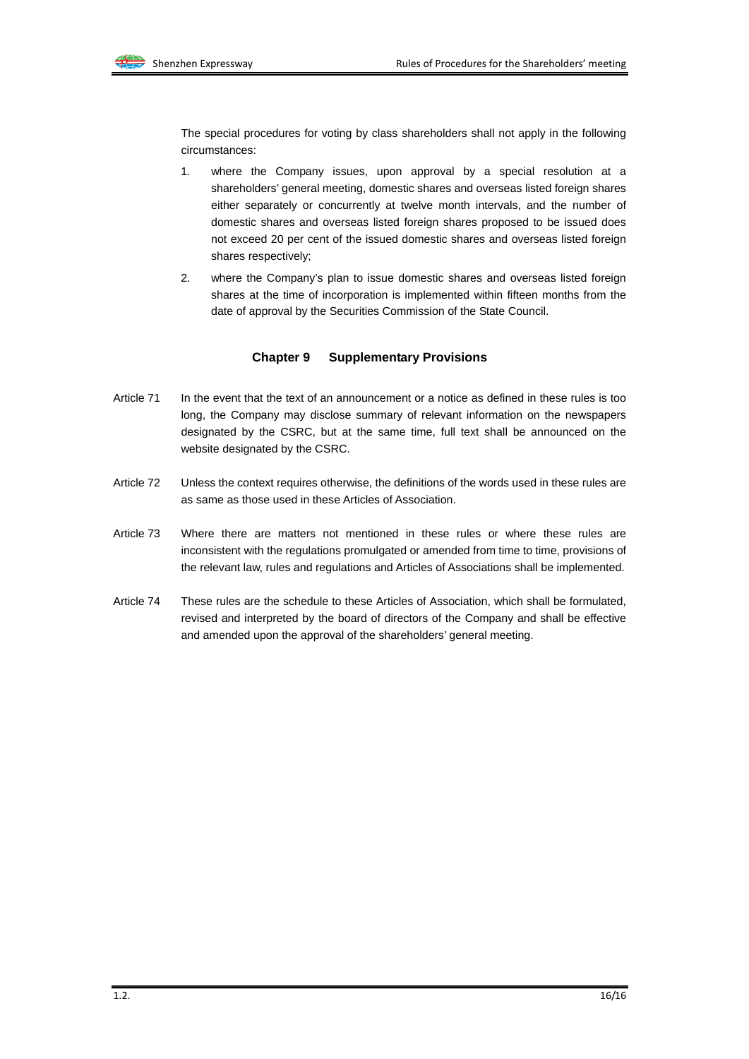The special procedures for voting by class shareholders shall not apply in the following circumstances:

1. where the Company issues, upon approval by a special resolution at a shareholders' general meeting, domestic shares and overseas listed foreign shares either separately or concurrently at twelve month intervals, and the number of domestic shares and overseas listed foreign shares proposed to be issued does not exceed 20 per cent of the issued domestic shares and overseas listed foreign shares respectively;
2. where the Company's plan to issue domestic shares and overseas listed foreign shares at the time of incorporation is implemented within fifteen months from the date of approval by the Securities Commission of the State Council.

## Chapter 9 Supplementary Provisions

Article 71 In the event that the text of an announcement or a notice as defined in these rules is too long, the Company may disclose summary of relevant information on the newspapers designated by the CSRC, but at the same time, full text shall be announced on the website designated by the CSRC.

Article 72 Unless the context requires otherwise, the definitions of the words used in these rules are as same as those used in these Articles of Association.

Article 73 Where there are matters not mentioned in these rules or where these rules are inconsistent with the regulations promulgated or amended from time to time, provisions of the relevant law, rules and regulations and Articles of Associations shall be implemented.

Article 74 These rules are the schedule to these Articles of Association, which shall be formulated, revised and interpreted by the board of directors of the Company and shall be effective and amended upon the approval of the shareholders' general meeting.